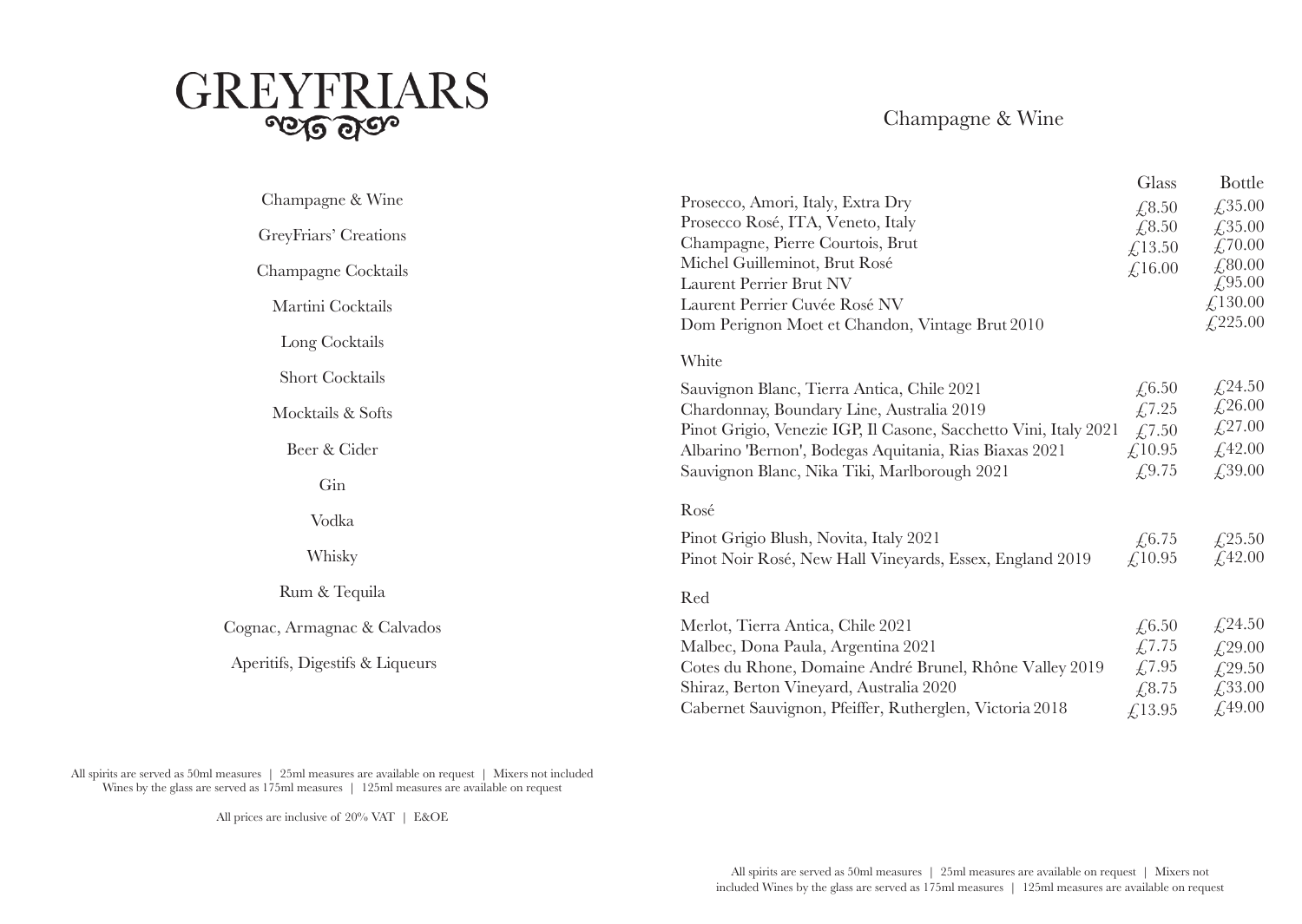# GREYFRIARS

Champagne & Wine

GreyFriars' Creations

Champagne Cocktails

Martini Cocktails

Long Cocktails

Short Cocktails

Mocktails & Softs

Beer & Cider

Gin

Vodka

Whisky

Rum & Tequila

Cognac, Armagnac & Calvados

Aperitifs, Digestifs & Liqueurs

All spirits are served as 50ml measures | 25ml measures are available on request | Mixers not included
Wines by the glass are served as 175ml measures | 125ml measures are available on request

All prices are inclusive of 20% VAT | E&OE

## Champagne & Wine

| | Glass | Bottle |
|---|---|---|
| Prosecco, Amori, Italy, Extra Dry | £8.50 | £35.00 |
| Prosecco Rosé, ITA, Veneto, Italy | £8.50 | £35.00 |
| Champagne, Pierre Courtois, Brut | £13.50 | £70.00 |
| Michel Guilleminot, Brut Rosé | £16.00 | £80.00 |
| Laurent Perrier Brut NV | | £95.00 |
| Laurent Perrier Cuvée Rosé NV | | £130.00 |
| Dom Perignon Moet et Chandon, Vintage Brut 2010 | | £225.00 |

### White

| | Glass | Bottle |
|---|---|---|
| Sauvignon Blanc, Tierra Antica, Chile 2021 | £6.50 | £24.50 |
| Chardonnay, Boundary Line, Australia 2019 | £7.25 | £26.00 |
| Pinot Grigio, Venezie IGP, Il Casone, Sacchetto Vini, Italy 2021 | £7.50 | £27.00 |
| Albarino 'Bernon', Bodegas Aquitania, Rias Biaxas 2021 | £10.95 | £42.00 |
| Sauvignon Blanc, Nika Tiki, Marlborough 2021 | £9.75 | £39.00 |

### Rosé

| | Glass | Bottle |
|---|---|---|
| Pinot Grigio Blush, Novita, Italy 2021 | £6.75 | £25.50 |
| Pinot Noir Rosé, New Hall Vineyards, Essex, England 2019 | £10.95 | £42.00 |

### Red

| | Glass | Bottle |
|---|---|---|
| Merlot, Tierra Antica, Chile 2021 | £6.50 | £24.50 |
| Malbec, Dona Paula, Argentina 2021 | £7.75 | £29.00 |
| Cotes du Rhone, Domaine André Brunel, Rhône Valley 2019 | £7.95 | £29.50 |
| Shiraz, Berton Vineyard, Australia 2020 | £8.75 | £33.00 |
| Cabernet Sauvignon, Pfeiffer, Rutherglen, Victoria 2018 | £13.95 | £49.00 |

All spirits are served as 50ml measures | 25ml measures are available on request | Mixers not included Wines by the glass are served as 175ml measures | 125ml measures are available on request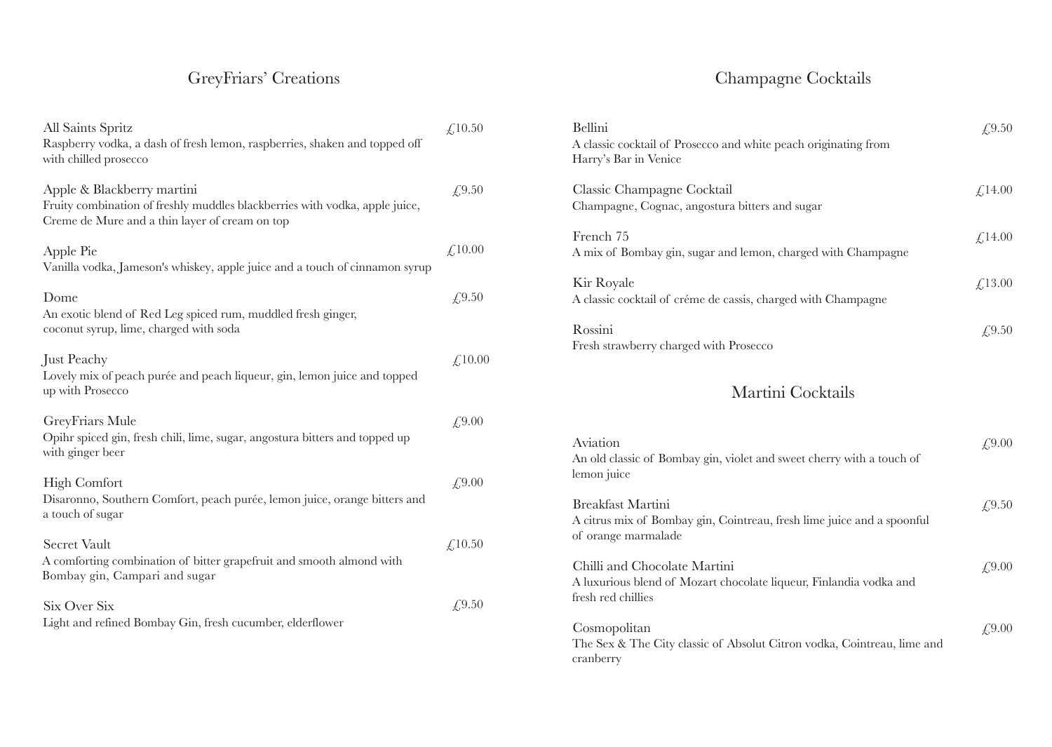## GreyFriars' Creations

**All Saints Spritz** — £10.50
Raspberry vodka, a dash of fresh lemon, raspberries, shaken and topped off with chilled prosecco

**Apple & Blackberry martini** — £9.50
Fruity combination of freshly muddles blackberries with vodka, apple juice, Creme de Mure and a thin layer of cream on top

**Apple Pie** — £10.00
Vanilla vodka, Jameson's whiskey, apple juice and a touch of cinnamon syrup

**Dome** — £9.50
An exotic blend of Red Leg spiced rum, muddled fresh ginger, coconut syrup, lime, charged with soda

**Just Peachy** — £10.00
Lovely mix of peach purée and peach liqueur, gin, lemon juice and topped up with Prosecco

**GreyFriars Mule** — £9.00
Opihr spiced gin, fresh chili, lime, sugar, angostura bitters and topped up with ginger beer

**High Comfort** — £9.00
Disaronno, Southern Comfort, peach purée, lemon juice, orange bitters and a touch of sugar

**Secret Vault** — £10.50
A comforting combination of bitter grapefruit and smooth almond with Bombay gin, Campari and sugar

**Six Over Six** — £9.50
Light and refined Bombay Gin, fresh cucumber, elderflower

## Champagne Cocktails

**Bellini** — £9.50
A classic cocktail of Prosecco and white peach originating from Harry's Bar in Venice

**Classic Champagne Cocktail** — £14.00
Champagne, Cognac, angostura bitters and sugar

**French 75** — £14.00
A mix of Bombay gin, sugar and lemon, charged with Champagne

**Kir Royale** — £13.00
A classic cocktail of créme de cassis, charged with Champagne

**Rossini** — £9.50
Fresh strawberry charged with Prosecco

## Martini Cocktails

**Aviation** — £9.00
An old classic of Bombay gin, violet and sweet cherry with a touch of lemon juice

**Breakfast Martini** — £9.50
A citrus mix of Bombay gin, Cointreau, fresh lime juice and a spoonful of orange marmalade

**Chilli and Chocolate Martini** — £9.00
A luxurious blend of Mozart chocolate liqueur, Finlandia vodka and fresh red chillies

**Cosmopolitan** — £9.00
The Sex & The City classic of Absolut Citron vodka, Cointreau, lime and cranberry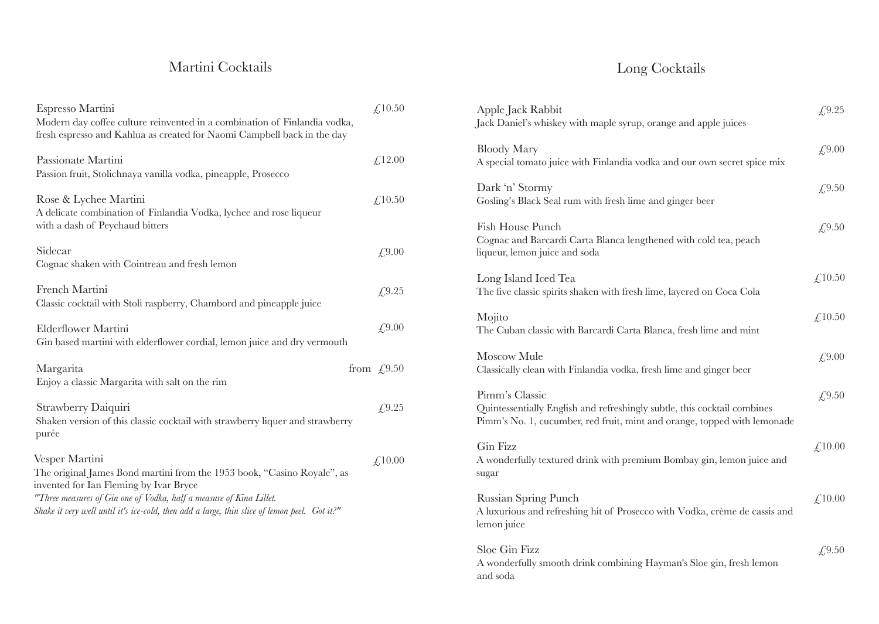## Martini Cocktails

**Espresso Martini** — £10.50
Modern day coffee culture reinvented in a combination of Finlandia vodka, fresh espresso and Kahlua as created for Naomi Campbell back in the day

**Passionate Martini** — £12.00
Passion fruit, Stolichnaya vanilla vodka, pineapple, Prosecco

**Rose & Lychee Martini** — £10.50
A delicate combination of Finlandia Vodka, lychee and rose liqueur with a dash of Peychaud bitters

**Sidecar** — £9.00
Cognac shaken with Cointreau and fresh lemon

**French Martini** — £9.25
Classic cocktail with Stoli raspberry, Chambord and pineapple juice

**Elderflower Martini** — £9.00
Gin based martini with elderflower cordial, lemon juice and dry vermouth

**Margarita** — from £9.50
Enjoy a classic Margarita with salt on the rim

**Strawberry Daiquiri** — £9.25
Shaken version of this classic cocktail with strawberry liquer and strawberry purée

**Vesper Martini** — £10.00
The original James Bond martini from the 1953 book, "Casino Royale", as invented for Ian Fleming by Ivar Bryce
*"Three measures of Gin one of Vodka, half a measure of Kina Lillet. Shake it very well until it's ice-cold, then add a large, thin slice of lemon peel. Got it?"*

## Long Cocktails

**Apple Jack Rabbit** — £9.25
Jack Daniel's whiskey with maple syrup, orange and apple juices

**Bloody Mary** — £9.00
A special tomato juice with Finlandia vodka and our own secret spice mix

**Dark 'n' Stormy** — £9.50
Gosling's Black Seal rum with fresh lime and ginger beer

**Fish House Punch** — £9.50
Cognac and Barcardi Carta Blanca lengthened with cold tea, peach liqueur, lemon juice and soda

**Long Island Iced Tea** — £10.50
The five classic spirits shaken with fresh lime, layered on Coca Cola

**Mojito** — £10.50
The Cuban classic with Barcardi Carta Blanca, fresh lime and mint

**Moscow Mule** — £9.00
Classically clean with Finlandia vodka, fresh lime and ginger beer

**Pimm's Classic** — £9.50
Quintessentially English and refreshingly subtle, this cocktail combines Pimm's No. 1, cucumber, red fruit, mint and orange, topped with lemonade

**Gin Fizz** — £10.00
A wonderfully textured drink with premium Bombay gin, lemon juice and sugar

**Russian Spring Punch** — £10.00
A luxurious and refreshing hit of Prosecco with Vodka, crème de cassis and lemon juice

**Sloe Gin Fizz** — £9.50
A wonderfully smooth drink combining Hayman's Sloe gin, fresh lemon and soda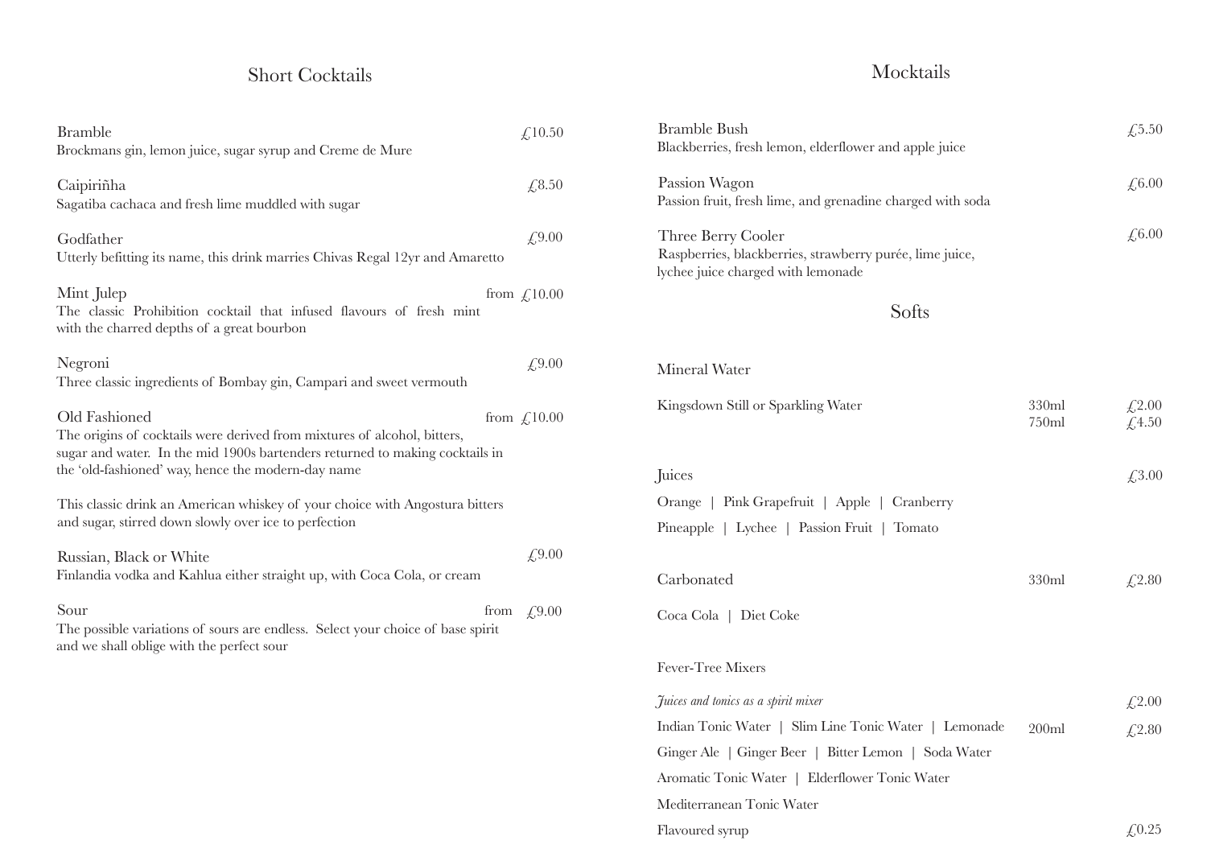## Short Cocktails

**Bramble** — £10.50
Brockmans gin, lemon juice, sugar syrup and Creme de Mure

**Caipiriñha** — £8.50
Sagatiba cachaca and fresh lime muddled with sugar

**Godfather** — £9.00
Utterly befitting its name, this drink marries Chivas Regal 12yr and Amaretto

**Mint Julep** — from £10.00
The classic Prohibition cocktail that infused flavours of fresh mint with the charred depths of a great bourbon

**Negroni** — £9.00
Three classic ingredients of Bombay gin, Campari and sweet vermouth

**Old Fashioned** — from £10.00
The origins of cocktails were derived from mixtures of alcohol, bitters, sugar and water. In the mid 1900s bartenders returned to making cocktails in the 'old-fashioned' way, hence the modern-day name

This classic drink an American whiskey of your choice with Angostura bitters and sugar, stirred down slowly over ice to perfection

**Russian, Black or White** — £9.00
Finlandia vodka and Kahlua either straight up, with Coca Cola, or cream

**Sour** — from £9.00
The possible variations of sours are endless. Select your choice of base spirit and we shall oblige with the perfect sour

## Mocktails

**Bramble Bush** — £5.50
Blackberries, fresh lemon, elderflower and apple juice

**Passion Wagon** — £6.00
Passion fruit, fresh lime, and grenadine charged with soda

**Three Berry Cooler** — £6.00
Raspberries, blackberries, strawberry purée, lime juice, lychee juice charged with lemonade

## Softs

### Mineral Water

| Item | Size | Price |
|---|---|---|
| Kingsdown Still or Sparkling Water | 330ml | £2.00 |
| | 750ml | £4.50 |

### Juices — £3.00

Orange | Pink Grapefruit | Apple | Cranberry

Pineapple | Lychee | Passion Fruit | Tomato

### Carbonated — 330ml — £2.80

Coca Cola | Diet Coke

### Fever-Tree Mixers

*Juices and tonics as a spirit mixer* — £2.00

Indian Tonic Water | Slim Line Tonic Water | Lemonade — 200ml — £2.80

Ginger Ale | Ginger Beer | Bitter Lemon | Soda Water

Aromatic Tonic Water | Elderflower Tonic Water

Mediterranean Tonic Water

Flavoured syrup — £0.25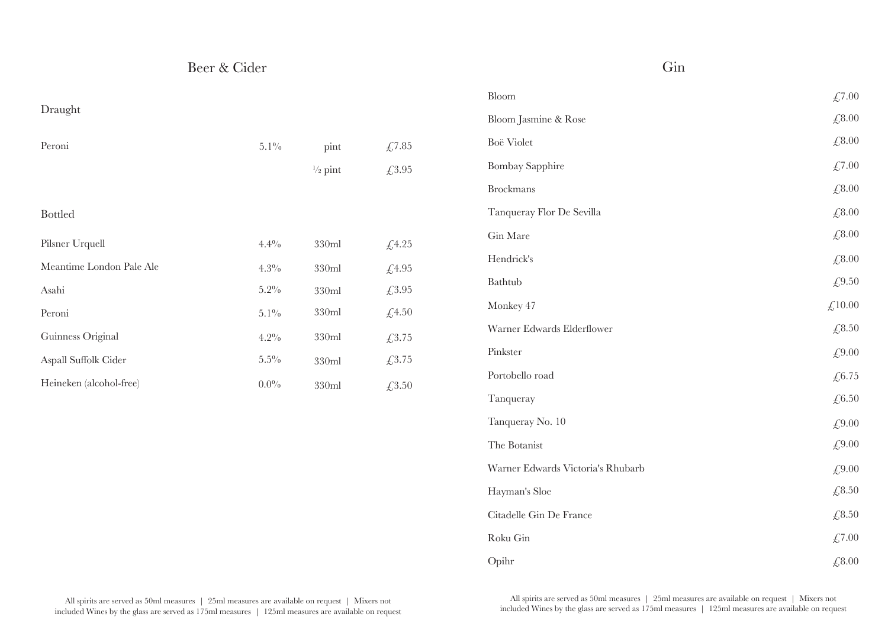# Beer & Cider

## Draught

| | | | |
|---|---|---|---|
| Peroni | 5.1% | pint | £7.85 |
| | | ½ pint | £3.95 |

## Bottled

| | | | |
|---|---|---|---|
| Pilsner Urquell | 4.4% | 330ml | £4.25 |
| Meantime London Pale Ale | 4.3% | 330ml | £4.95 |
| Asahi | 5.2% | 330ml | £3.95 |
| Peroni | 5.1% | 330ml | £4.50 |
| Guinness Original | 4.2% | 330ml | £3.75 |
| Aspall Suffolk Cider | 5.5% | 330ml | £3.75 |
| Heineken (alcohol-free) | 0.0% | 330ml | £3.50 |

All spirits are served as 50ml measures | 25ml measures are available on request | Mixers not included Wines by the glass are served as 175ml measures | 125ml measures are available on request

# Gin

| | |
|---|---|
| Bloom | £7.00 |
| Bloom Jasmine & Rose | £8.00 |
| Boë Violet | £8.00 |
| Bombay Sapphire | £7.00 |
| Brockmans | £8.00 |
| Tanqueray Flor De Sevilla | £8.00 |
| Gin Mare | £8.00 |
| Hendrick's | £8.00 |
| Bathtub | £9.50 |
| Monkey 47 | £10.00 |
| Warner Edwards Elderflower | £8.50 |
| Pinkster | £9.00 |
| Portobello road | £6.75 |
| Tanqueray | £6.50 |
| Tanqueray No. 10 | £9.00 |
| The Botanist | £9.00 |
| Warner Edwards Victoria's Rhubarb | £9.00 |
| Hayman's Sloe | £8.50 |
| Citadelle Gin De France | £8.50 |
| Roku Gin | £7.00 |
| Opihr | £8.00 |

All spirits are served as 50ml measures | 25ml measures are available on request | Mixers not included Wines by the glass are served as 175ml measures | 125ml measures are available on request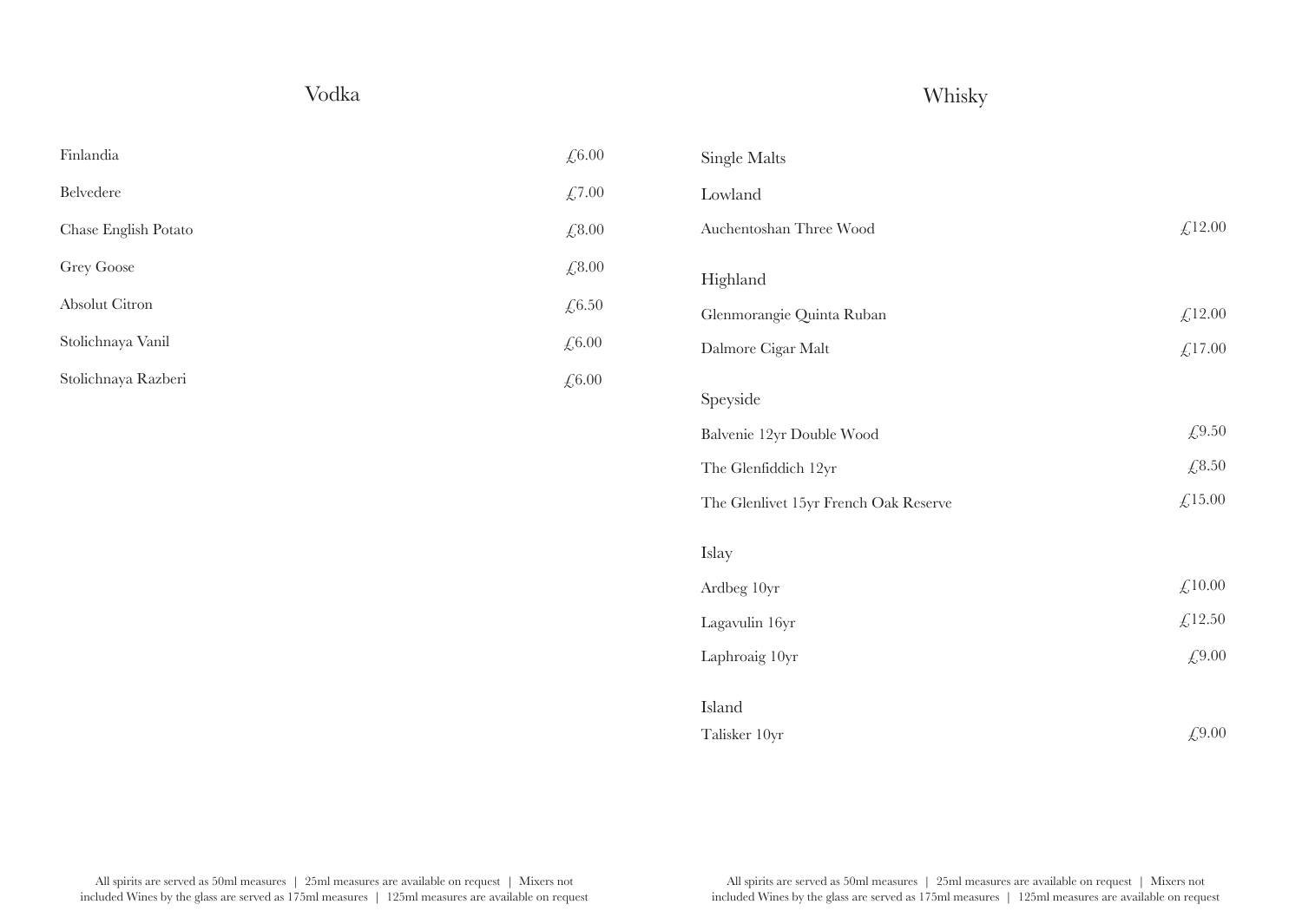## Vodka

| | |
|---|---|
| Finlandia | £6.00 |
| Belvedere | £7.00 |
| Chase English Potato | £8.00 |
| Grey Goose | £8.00 |
| Absolut Citron | £6.50 |
| Stolichnaya Vanil | £6.00 |
| Stolichnaya Razberi | £6.00 |

All spirits are served as 50ml measures | 25ml measures are available on request | Mixers not included Wines by the glass are served as 175ml measures | 125ml measures are available on request

## Whisky

### Single Malts

#### Lowland

| | |
|---|---|
| Auchentoshan Three Wood | £12.00 |

#### Highland

| | |
|---|---|
| Glenmorangie Quinta Ruban | £12.00 |
| Dalmore Cigar Malt | £17.00 |

#### Speyside

| | |
|---|---|
| Balvenie 12yr Double Wood | £9.50 |
| The Glenfiddich 12yr | £8.50 |
| The Glenlivet 15yr French Oak Reserve | £15.00 |

#### Islay

| | |
|---|---|
| Ardbeg 10yr | £10.00 |
| Lagavulin 16yr | £12.50 |
| Laphroaig 10yr | £9.00 |

#### Island

| | |
|---|---|
| Talisker 10yr | £9.00 |

All spirits are served as 50ml measures | 25ml measures are available on request | Mixers not included Wines by the glass are served as 175ml measures | 125ml measures are available on request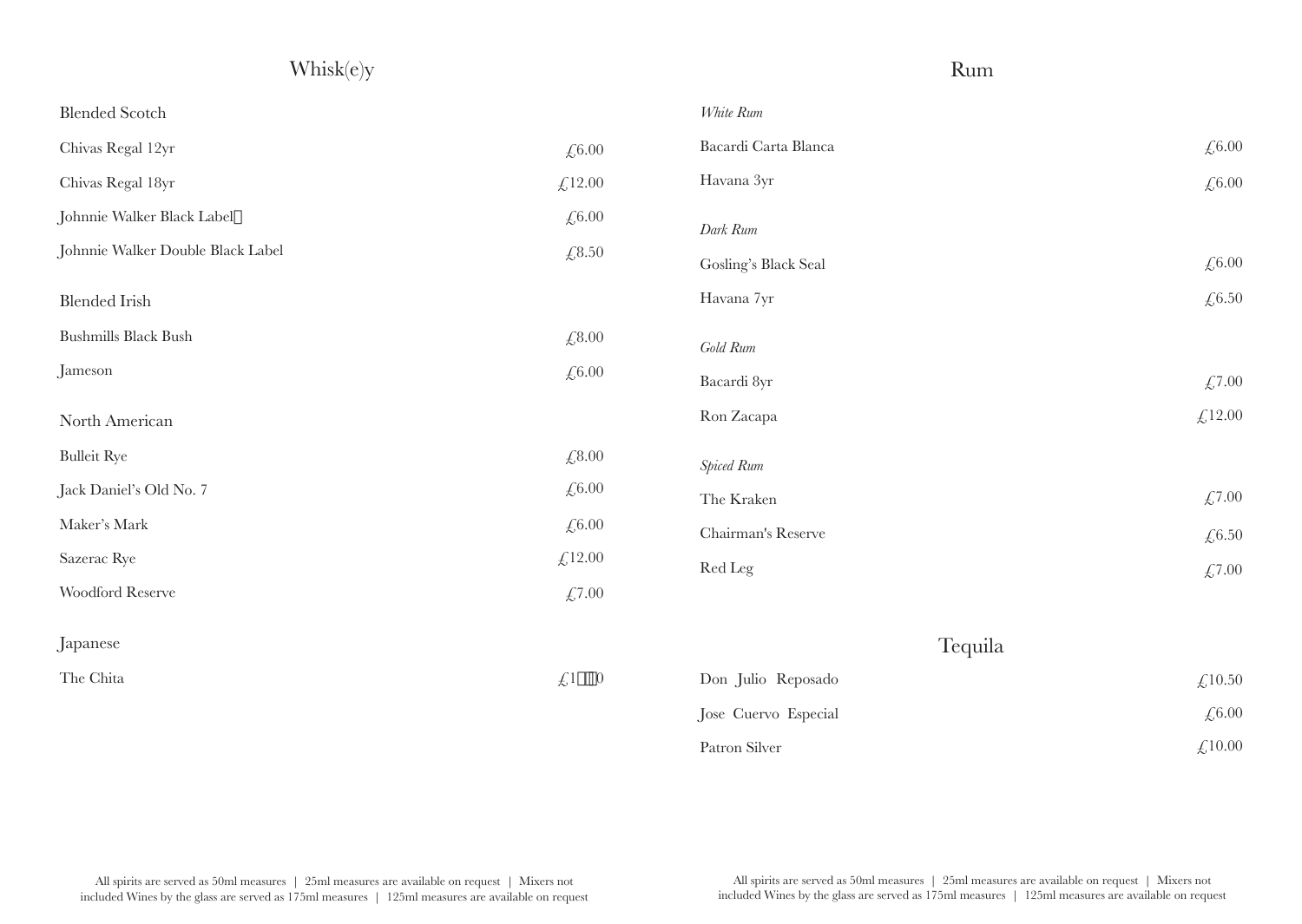## Whisk(e)y

### Blended Scotch

| | |
|---|---|
| Chivas Regal 12yr | £6.00 |
| Chivas Regal 18yr | £12.00 |
| Johnnie Walker Black Label | £6.00 |
| Johnnie Walker Double Black Label | £8.50 |

### Blended Irish

| | |
|---|---|
| Bushmills Black Bush | £8.00 |
| Jameson | £6.00 |

### North American

| | |
|---|---|
| Bulleit Rye | £8.00 |
| Jack Daniel's Old No. 7 | £6.00 |
| Maker's Mark | £6.00 |
| Sazerac Rye | £12.00 |
| Woodford Reserve | £7.00 |

### Japanese

| | |
|---|---|
| The Chita | £1  0 |

All spirits are served as 50ml measures | 25ml measures are available on request | Mixers not included Wines by the glass are served as 175ml measures | 125ml measures are available on request

## Rum

### *White Rum*

| | |
|---|---|
| Bacardi Carta Blanca | £6.00 |
| Havana 3yr | £6.00 |

### *Dark Rum*

| | |
|---|---|
| Gosling's Black Seal | £6.00 |
| Havana 7yr | £6.50 |

### *Gold Rum*

| | |
|---|---|
| Bacardi 8yr | £7.00 |
| Ron Zacapa | £12.00 |

### *Spiced Rum*

| | |
|---|---|
| The Kraken | £7.00 |
| Chairman's Reserve | £6.50 |
| Red Leg | £7.00 |

## Tequila

| | |
|---|---|
| Don Julio Reposado | £10.50 |
| Jose Cuervo Especial | £6.00 |
| Patron Silver | £10.00 |

All spirits are served as 50ml measures | 25ml measures are available on request | Mixers not included Wines by the glass are served as 175ml measures | 125ml measures are available on request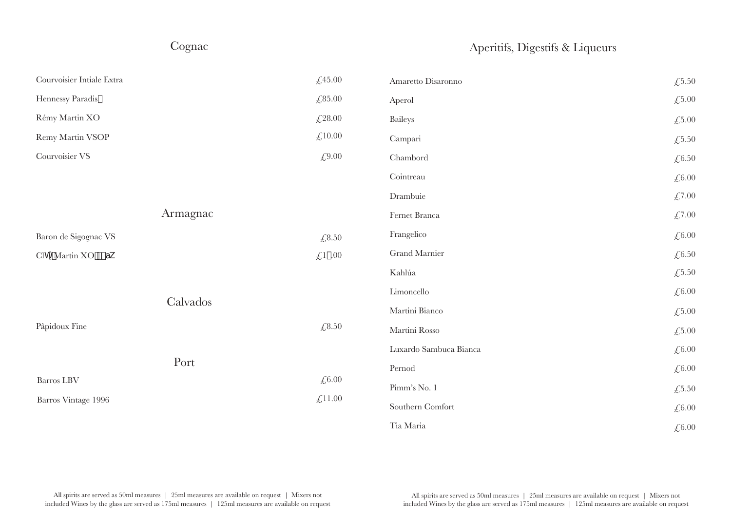## Cognac

| | |
|---|---|
| Courvoisier Intiale Extra | £45.00 |
| Hennessy Paradis | £85.00 |
| Rémy Martin XO | £28.00 |
| Remy Martin VSOP | £10.00 |
| Courvoisier VS | £9.00 |

## Armagnac

| | |
|---|---|
| Baron de Sigognac VS | £8.50 |
| Cl Martin XO | £1 .00 |

## Calvados

| | |
|---|---|
| Pâpidoux Fine | £8.50 |

## Port

| | |
|---|---|
| Barros LBV | £6.00 |
| Barros Vintage 1996 | £11.00 |

All spirits are served as 50ml measures | 25ml measures are available on request | Mixers not included Wines by the glass are served as 175ml measures | 125ml measures are available on request

## Aperitifs, Digestifs & Liqueurs

| | |
|---|---|
| Amaretto Disaronno | £5.50 |
| Aperol | £5.00 |
| Baileys | £5.00 |
| Campari | £5.50 |
| Chambord | £6.50 |
| Cointreau | £6.00 |
| Drambuie | £7.00 |
| Fernet Branca | £7.00 |
| Frangelico | £6.00 |
| Grand Marnier | £6.50 |
| Kahlúa | £5.50 |
| Limoncello | £6.00 |
| Martini Bianco | £5.00 |
| Martini Rosso | £5.00 |
| Luxardo Sambuca Bianca | £6.00 |
| Pernod | £6.00 |
| Pimm's No. 1 | £5.50 |
| Southern Comfort | £6.00 |
| Tia Maria | £6.00 |

All spirits are served as 50ml measures | 25ml measures are available on request | Mixers not included Wines by the glass are served as 175ml measures | 125ml measures are available on request